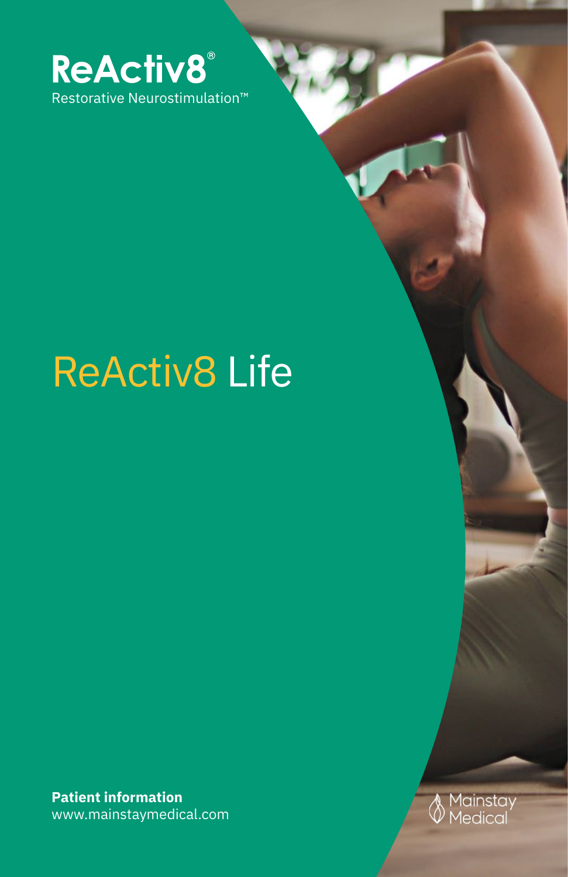ReAct iv8®

Restorative Neurostimulation™

# ReActiv8 Life

**Patient information**
www.mainstaymedical.com

Mainstay Medical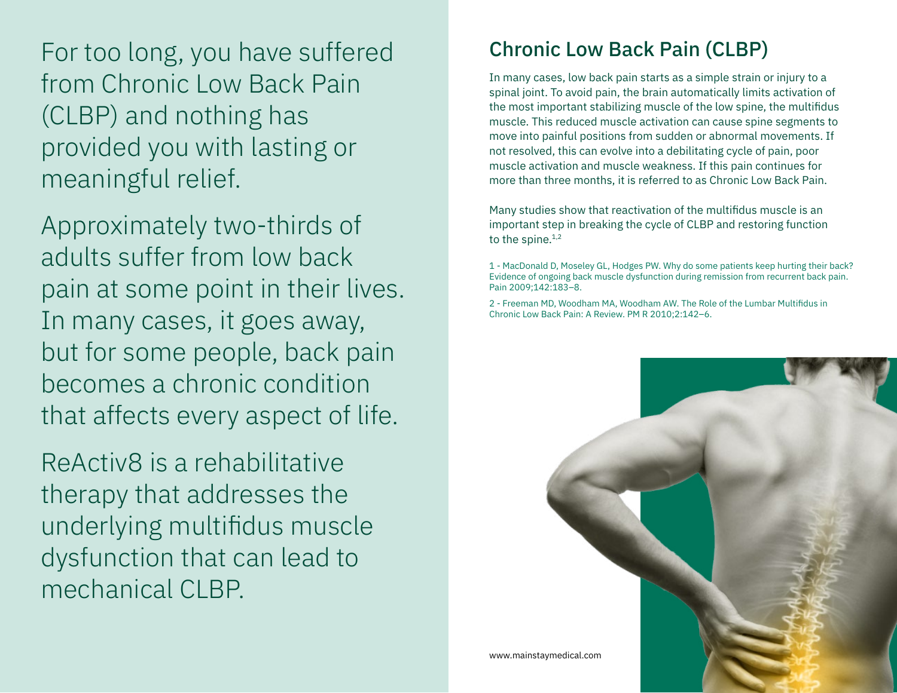For too long, you have suffered from Chronic Low Back Pain (CLBP) and nothing has provided you with lasting or meaningful relief.

Approximately two-thirds of adults suffer from low back pain at some point in their lives. In many cases, it goes away, but for some people, back pain becomes a chronic condition that affects every aspect of life.

ReActiv8 is a rehabilitative therapy that addresses the underlying multifidus muscle dysfunction that can lead to mechanical CLBP.

## Chronic Low Back Pain (CLBP)

In many cases, low back pain starts as a simple strain or injury to a spinal joint. To avoid pain, the brain automatically limits activation of the most important stabilizing muscle of the low spine, the multifidus muscle. This reduced muscle activation can cause spine segments to move into painful positions from sudden or abnormal movements. If not resolved, this can evolve into a debilitating cycle of pain, poor muscle activation and muscle weakness. If this pain continues for more than three months, it is referred to as Chronic Low Back Pain.

Many studies show that reactivation of the multifidus muscle is an important step in breaking the cycle of CLBP and restoring function to the spine.[1,2]

1 - MacDonald D, Moseley GL, Hodges PW. Why do some patients keep hurting their back? Evidence of ongoing back muscle dysfunction during remission from recurrent back pain. Pain 2009;142:183–8.

2 - Freeman MD, Woodham MA, Woodham AW. The Role of the Lumbar Multifidus in Chronic Low Back Pain: A Review. PM R 2010;2:142–6.

www.mainstaymedical.com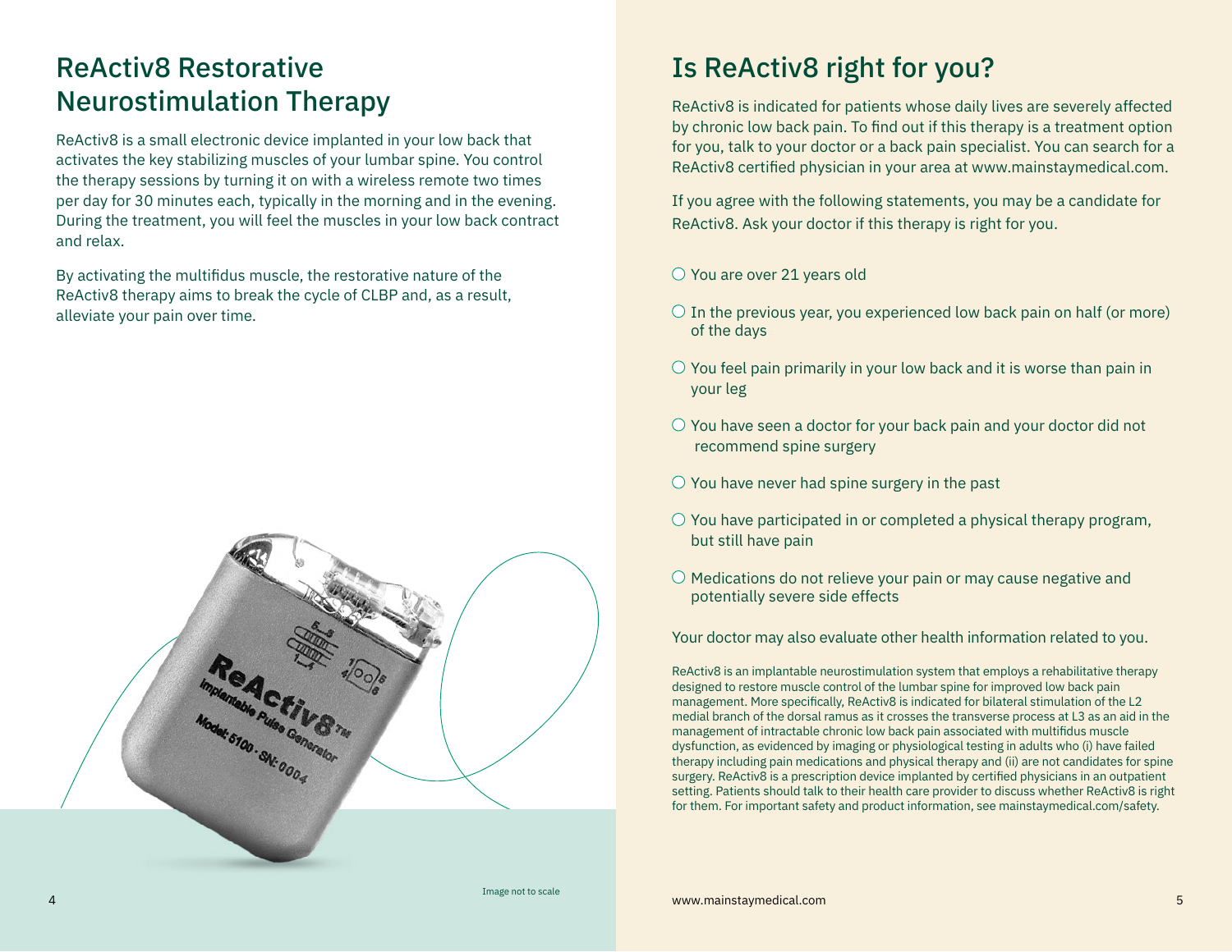## ReActiv8 Restorative Neurostimulation Therapy

ReActiv8 is a small electronic device implanted in your low back that activates the key stabilizing muscles of your lumbar spine. You control the therapy sessions by turning it on with a wireless remote two times per day for 30 minutes each, typically in the morning and in the evening. During the treatment, you will feel the muscles in your low back contract and relax.

By activating the multifidus muscle, the restorative nature of the ReActiv8 therapy aims to break the cycle of CLBP and, as a result, alleviate your pain over time.

Image not to scale

## Is ReActiv8 right for you?

ReActiv8 is indicated for patients whose daily lives are severely affected by chronic low back pain. To find out if this therapy is a treatment option for you, talk to your doctor or a back pain specialist. You can search for a ReActiv8 certified physician in your area at www.mainstaymedical.com.

If you agree with the following statements, you may be a candidate for ReActiv8. Ask your doctor if this therapy is right for you.

- ○ You are over 21 years old
- ○ In the previous year, you experienced low back pain on half (or more) of the days
- ○ You feel pain primarily in your low back and it is worse than pain in your leg
- ○ You have seen a doctor for your back pain and your doctor did not recommend spine surgery
- ○ You have never had spine surgery in the past
- ○ You have participated in or completed a physical therapy program, but still have pain
- ○ Medications do not relieve your pain or may cause negative and potentially severe side effects

Your doctor may also evaluate other health information related to you.

ReActiv8 is an implantable neurostimulation system that employs a rehabilitative therapy designed to restore muscle control of the lumbar spine for improved low back pain management. More specifically, ReActiv8 is indicated for bilateral stimulation of the L2 medial branch of the dorsal ramus as it crosses the transverse process at L3 as an aid in the management of intractable chronic low back pain associated with multifidus muscle dysfunction, as evidenced by imaging or physiological testing in adults who (i) have failed therapy including pain medications and physical therapy and (ii) are not candidates for spine surgery. ReActiv8 is a prescription device implanted by certified physicians in an outpatient setting. Patients should talk to their health care provider to discuss whether ReActiv8 is right for them. For important safety and product information, see mainstaymedical.com/safety.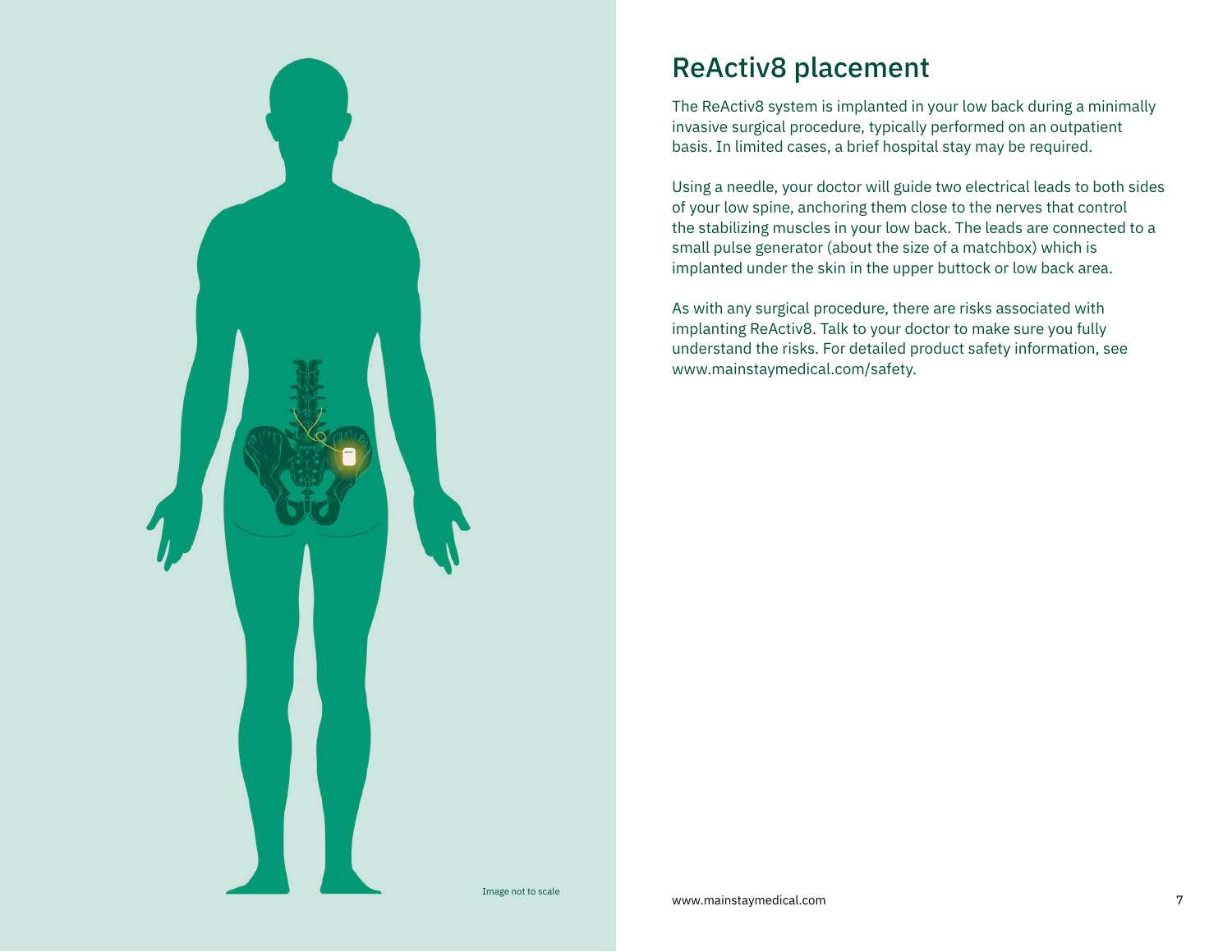Image not to scale

# ReActiv8 placement

The ReActiv8 system is implanted in your low back during a minimally invasive surgical procedure, typically performed on an outpatient basis. In limited cases, a brief hospital stay may be required.

Using a needle, your doctor will guide two electrical leads to both sides of your low spine, anchoring them close to the nerves that control the stabilizing muscles in your low back. The leads are connected to a small pulse generator (about the size of a matchbox) which is implanted under the skin in the upper buttock or low back area.

As with any surgical procedure, there are risks associated with implanting ReActiv8. Talk to your doctor to make sure you fully understand the risks. For detailed product safety information, see www.mainstaymedical.com/safety.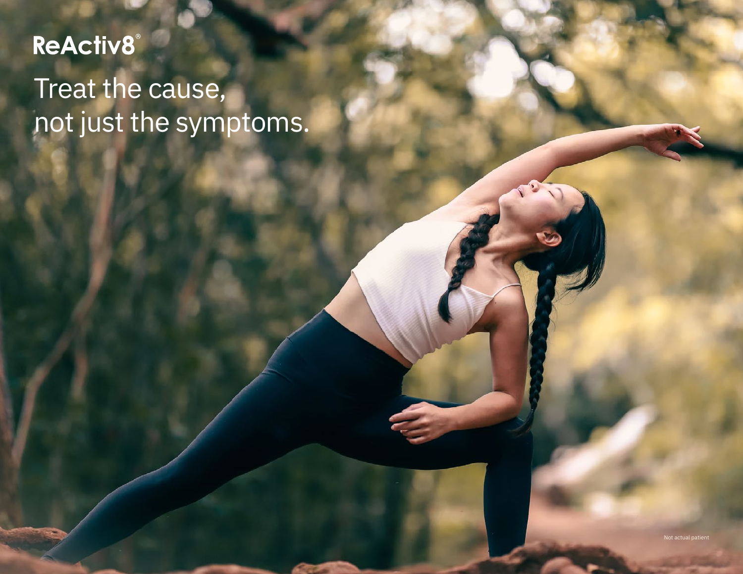ReActiv8®

# Treat the cause, not just the symptoms.

Not actual patient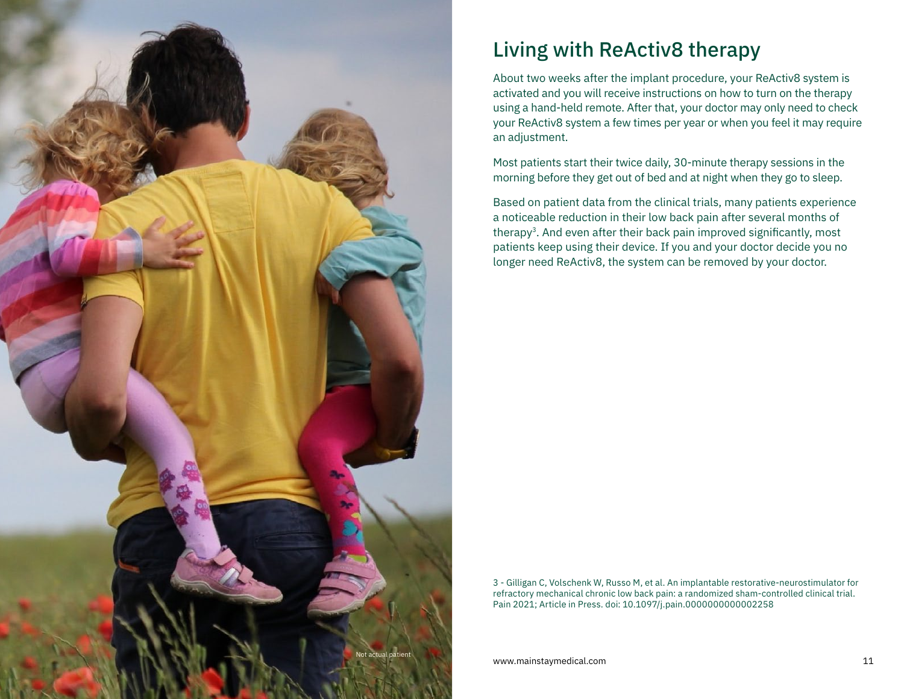## Living with ReActiv8 therapy

About two weeks after the implant procedure, your ReActiv8 system is activated and you will receive instructions on how to turn on the therapy using a hand-held remote. After that, your doctor may only need to check your ReActiv8 system a few times per year or when you feel it may require an adjustment.

Most patients start their twice daily, 30-minute therapy sessions in the morning before they get out of bed and at night when they go to sleep.

Based on patient data from the clinical trials, many patients experience a noticeable reduction in their low back pain after several months of therapy[3]. And even after their back pain improved significantly, most patients keep using their device. If you and your doctor decide you no longer need ReActiv8, the system can be removed by your doctor.

Not actual patient

3 - Gilligan C, Volschenk W, Russo M, et al. An implantable restorative-neurostimulator for refractory mechanical chronic low back pain: a randomized sham-controlled clinical trial. Pain 2021; Article in Press. doi: 10.1097/j.pain.0000000000002258

www.mainstaymedical.com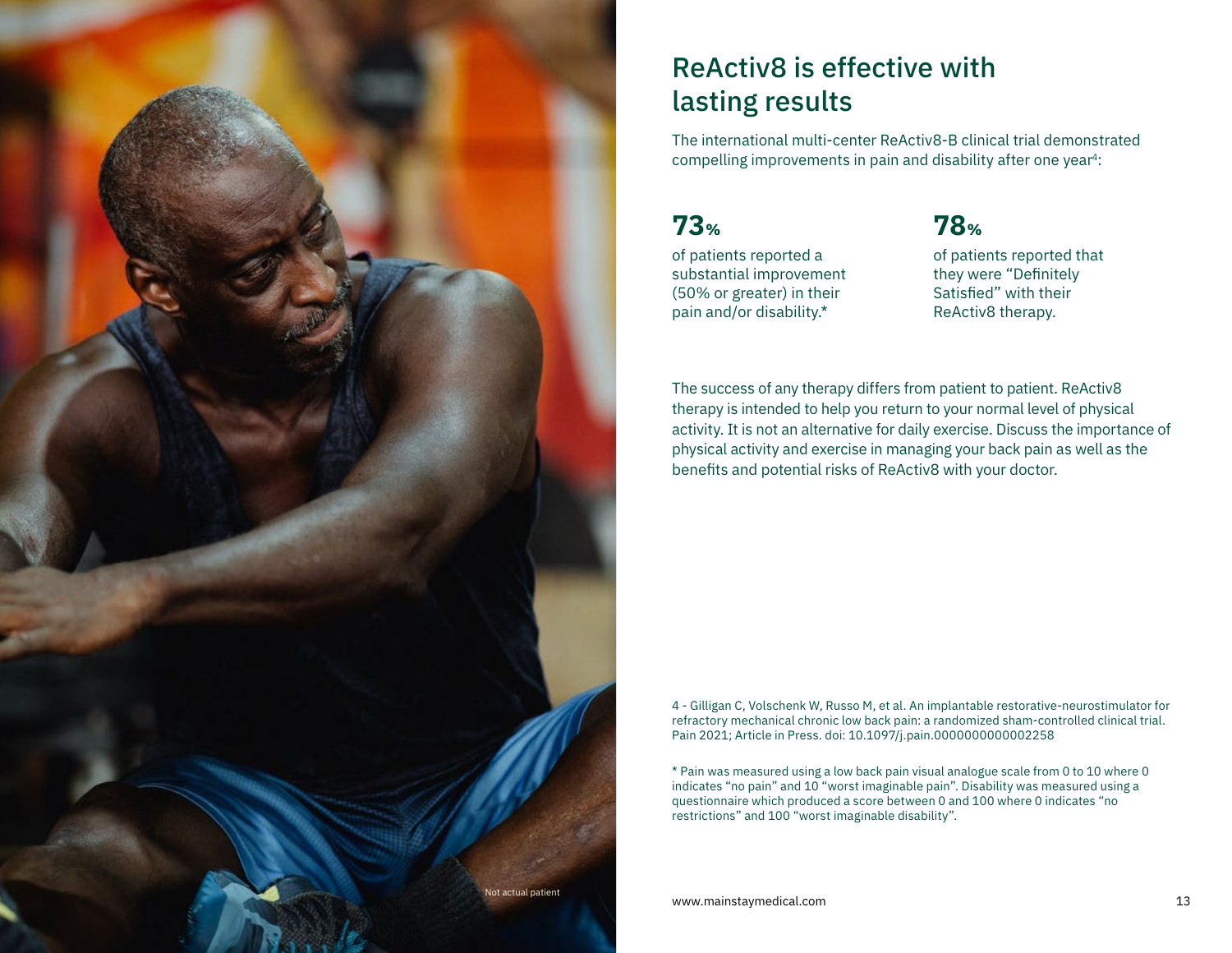## ReActiv8 is effective with lasting results

The international multi-center ReActiv8-B clinical trial demonstrated compelling improvements in pain and disability after one year[4]:

**73%**

of patients reported a substantial improvement (50% or greater) in their pain and/or disability.*

**78%**

of patients reported that they were "Definitely Satisfied" with their ReActiv8 therapy.

The success of any therapy differs from patient to patient. ReActiv8 therapy is intended to help you return to your normal level of physical activity. It is not an alternative for daily exercise. Discuss the importance of physical activity and exercise in managing your back pain as well as the benefits and potential risks of ReActiv8 with your doctor.

4 - Gilligan C, Volschenk W, Russo M, et al. An implantable restorative-neurostimulator for refractory mechanical chronic low back pain: a randomized sham-controlled clinical trial. Pain 2021; Article in Press. doi: 10.1097/j.pain.0000000000002258

* Pain was measured using a low back pain visual analogue scale from 0 to 10 where 0 indicates "no pain" and 10 "worst imaginable pain". Disability was measured using a questionnaire which produced a score between 0 and 100 where 0 indicates "no restrictions" and 100 "worst imaginable disability".

Not actual patient

www.mainstaymedical.com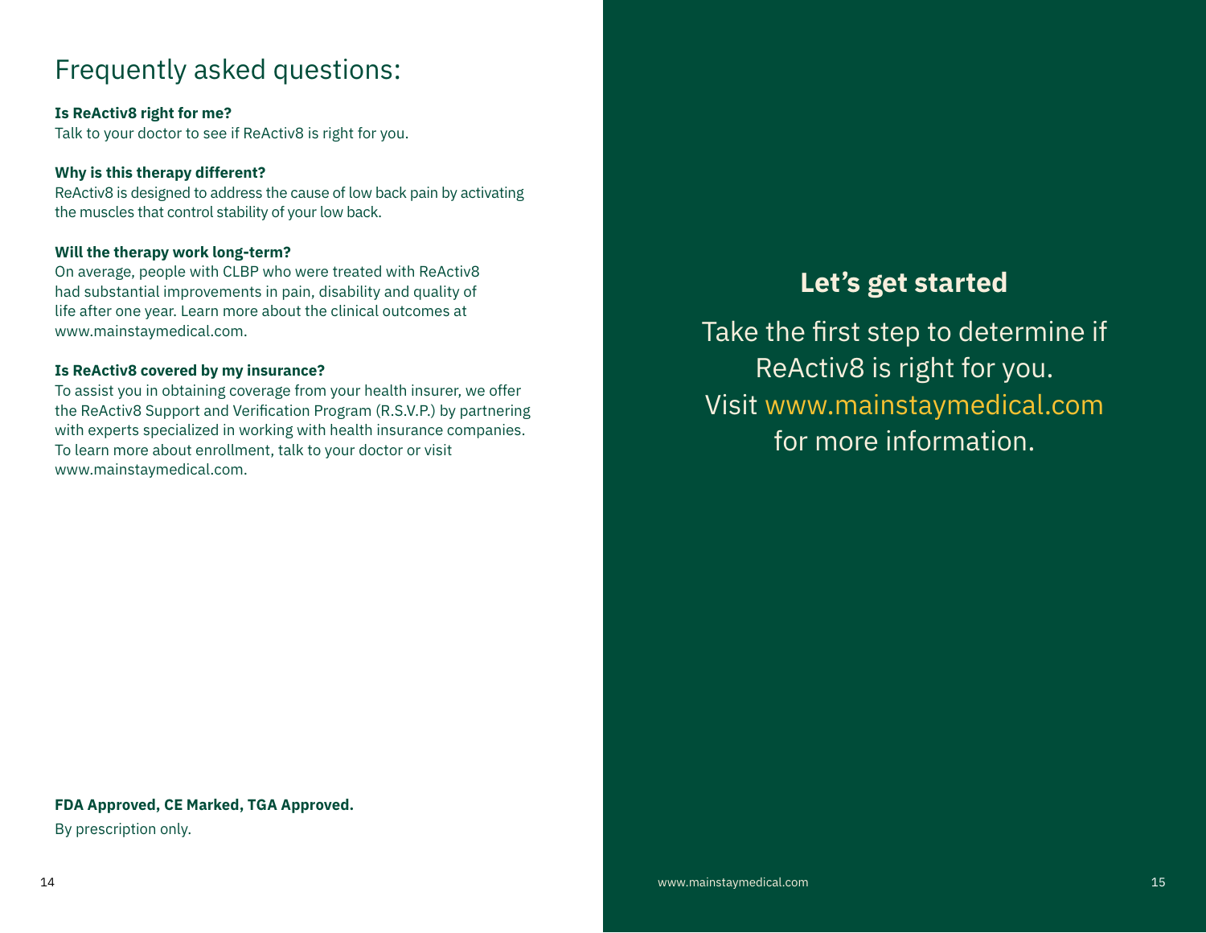# Frequently asked questions:

**Is ReActiv8 right for me?**
Talk to your doctor to see if ReActiv8 is right for you.

**Why is this therapy different?**
ReActiv8 is designed to address the cause of low back pain by activating the muscles that control stability of your low back.

**Will the therapy work long-term?**
On average, people with CLBP who were treated with ReActiv8 had substantial improvements in pain, disability and quality of life after one year. Learn more about the clinical outcomes at www.mainstaymedical.com.

**Is ReActiv8 covered by my insurance?**
To assist you in obtaining coverage from your health insurer, we offer the ReActiv8 Support and Verification Program (R.S.V.P.) by partnering with experts specialized in working with health insurance companies. To learn more about enrollment, talk to your doctor or visit www.mainstaymedical.com.

**FDA Approved, CE Marked, TGA Approved.**

By prescription only.

## Let's get started

Take the first step to determine if ReActiv8 is right for you. Visit www.mainstaymedical.com for more information.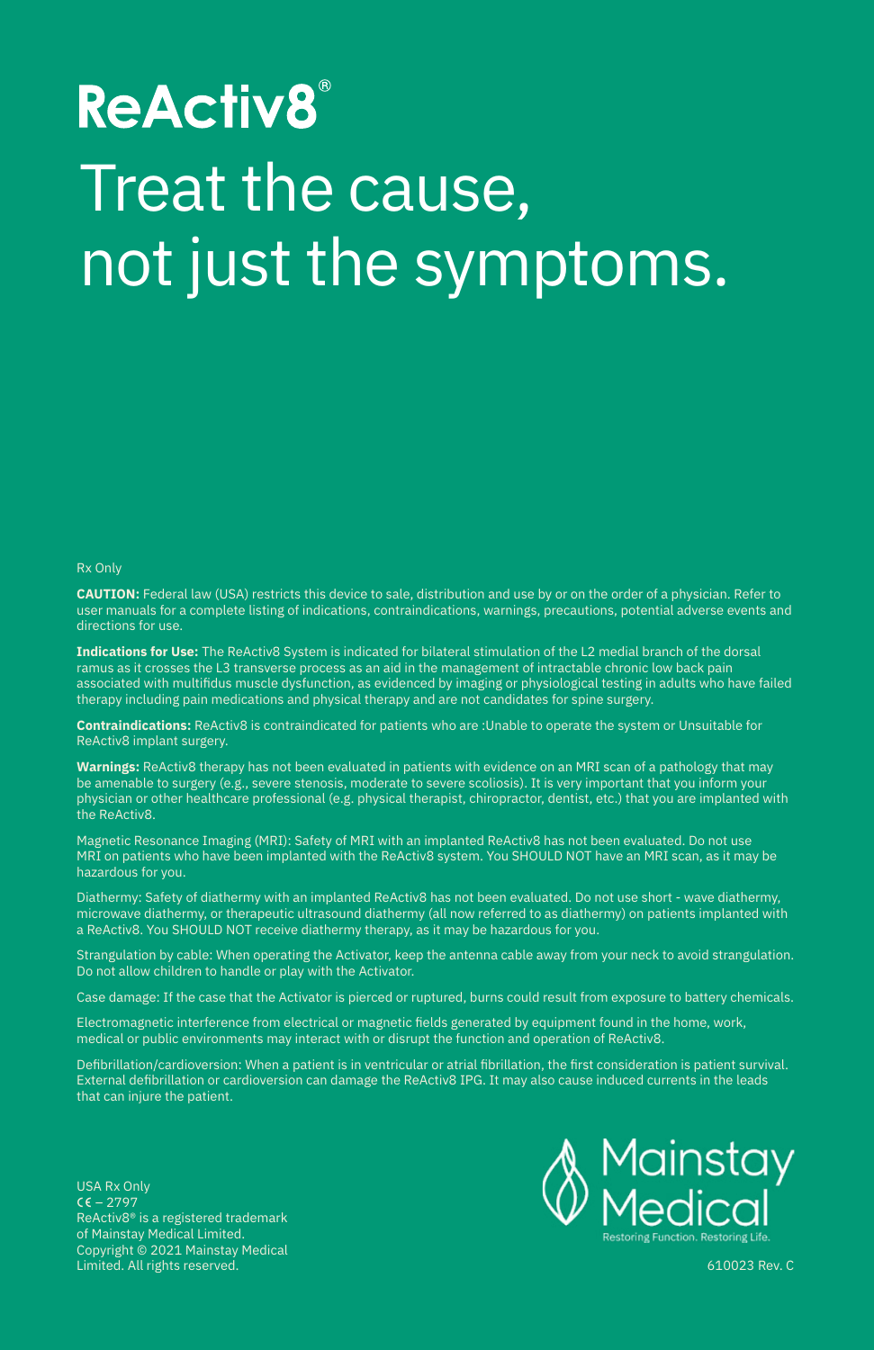# ReActiv8®

# Treat the cause, not just the symptoms.

Rx Only

**CAUTION:** Federal law (USA) restricts this device to sale, distribution and use by or on the order of a physician. Refer to user manuals for a complete listing of indications, contraindications, warnings, precautions, potential adverse events and directions for use.

**Indications for Use:** The ReActiv8 System is indicated for bilateral stimulation of the L2 medial branch of the dorsal ramus as it crosses the L3 transverse process as an aid in the management of intractable chronic low back pain associated with multifidus muscle dysfunction, as evidenced by imaging or physiological testing in adults who have failed therapy including pain medications and physical therapy and are not candidates for spine surgery.

**Contraindications:** ReActiv8 is contraindicated for patients who are :Unable to operate the system or Unsuitable for ReActiv8 implant surgery.

**Warnings:** ReActiv8 therapy has not been evaluated in patients with evidence on an MRI scan of a pathology that may be amenable to surgery (e.g., severe stenosis, moderate to severe scoliosis). It is very important that you inform your physician or other healthcare professional (e.g. physical therapist, chiropractor, dentist, etc.) that you are implanted with the ReActiv8.

Magnetic Resonance Imaging (MRI): Safety of MRI with an implanted ReActiv8 has not been evaluated. Do not use MRI on patients who have been implanted with the ReActiv8 system. You SHOULD NOT have an MRI scan, as it may be hazardous for you.

Diathermy: Safety of diathermy with an implanted ReActiv8 has not been evaluated. Do not use short - wave diathermy, microwave diathermy, or therapeutic ultrasound diathermy (all now referred to as diathermy) on patients implanted with a ReActiv8. You SHOULD NOT receive diathermy therapy, as it may be hazardous for you.

Strangulation by cable: When operating the Activator, keep the antenna cable away from your neck to avoid strangulation. Do not allow children to handle or play with the Activator.

Case damage: If the case that the Activator is pierced or ruptured, burns could result from exposure to battery chemicals.

Electromagnetic interference from electrical or magnetic fields generated by equipment found in the home, work, medical or public environments may interact with or disrupt the function and operation of ReActiv8.

Defibrillation/cardioversion: When a patient is in ventricular or atrial fibrillation, the first consideration is patient survival. External defibrillation or cardioversion can damage the ReActiv8 IPG. It may also cause induced currents in the leads that can injure the patient.

USA Rx Only
CE – 2797
ReActiv8® is a registered trademark of Mainstay Medical Limited.
Copyright © 2021 Mainstay Medical Limited. All rights reserved.

Mainstay Medical
Restoring Function. Restoring Life.

610023 Rev. C